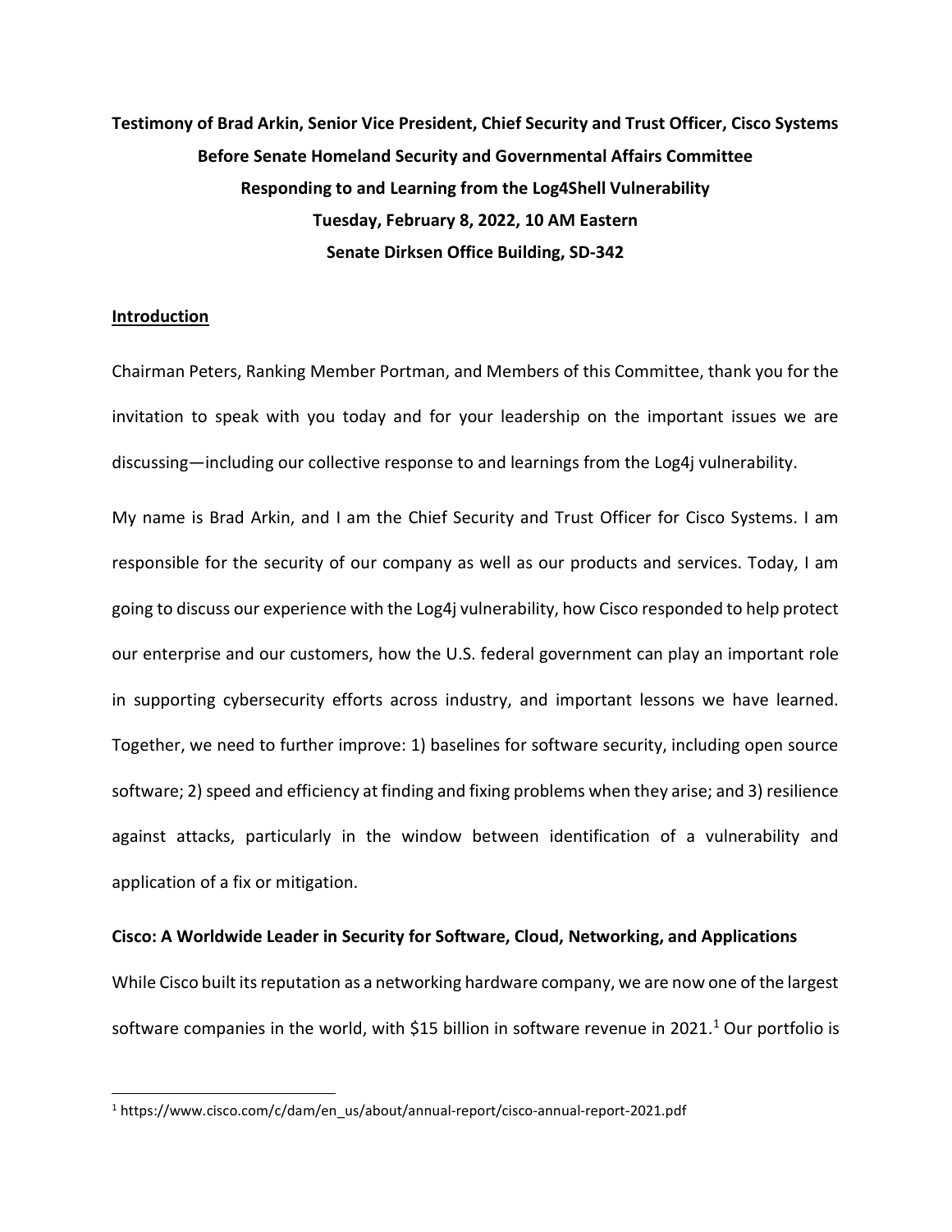**Testimony of Brad Arkin, Senior Vice President, Chief Security and Trust Officer, Cisco Systems**
**Before Senate Homeland Security and Governmental Affairs Committee**
**Responding to and Learning from the Log4Shell Vulnerability**
**Tuesday, February 8, 2022, 10 AM Eastern**
**Senate Dirksen Office Building, SD-342**

## Introduction

Chairman Peters, Ranking Member Portman, and Members of this Committee, thank you for the invitation to speak with you today and for your leadership on the important issues we are discussing—including our collective response to and learnings from the Log4j vulnerability.

My name is Brad Arkin, and I am the Chief Security and Trust Officer for Cisco Systems. I am responsible for the security of our company as well as our products and services. Today, I am going to discuss our experience with the Log4j vulnerability, how Cisco responded to help protect our enterprise and our customers, how the U.S. federal government can play an important role in supporting cybersecurity efforts across industry, and important lessons we have learned. Together, we need to further improve: 1) baselines for software security, including open source software; 2) speed and efficiency at finding and fixing problems when they arise; and 3) resilience against attacks, particularly in the window between identification of a vulnerability and application of a fix or mitigation.

## Cisco: A Worldwide Leader in Security for Software, Cloud, Networking, and Applications

While Cisco built its reputation as a networking hardware company, we are now one of the largest software companies in the world, with $15 billion in software revenue in 2021.[1] Our portfolio is

[1] https://www.cisco.com/c/dam/en_us/about/annual-report/cisco-annual-report-2021.pdf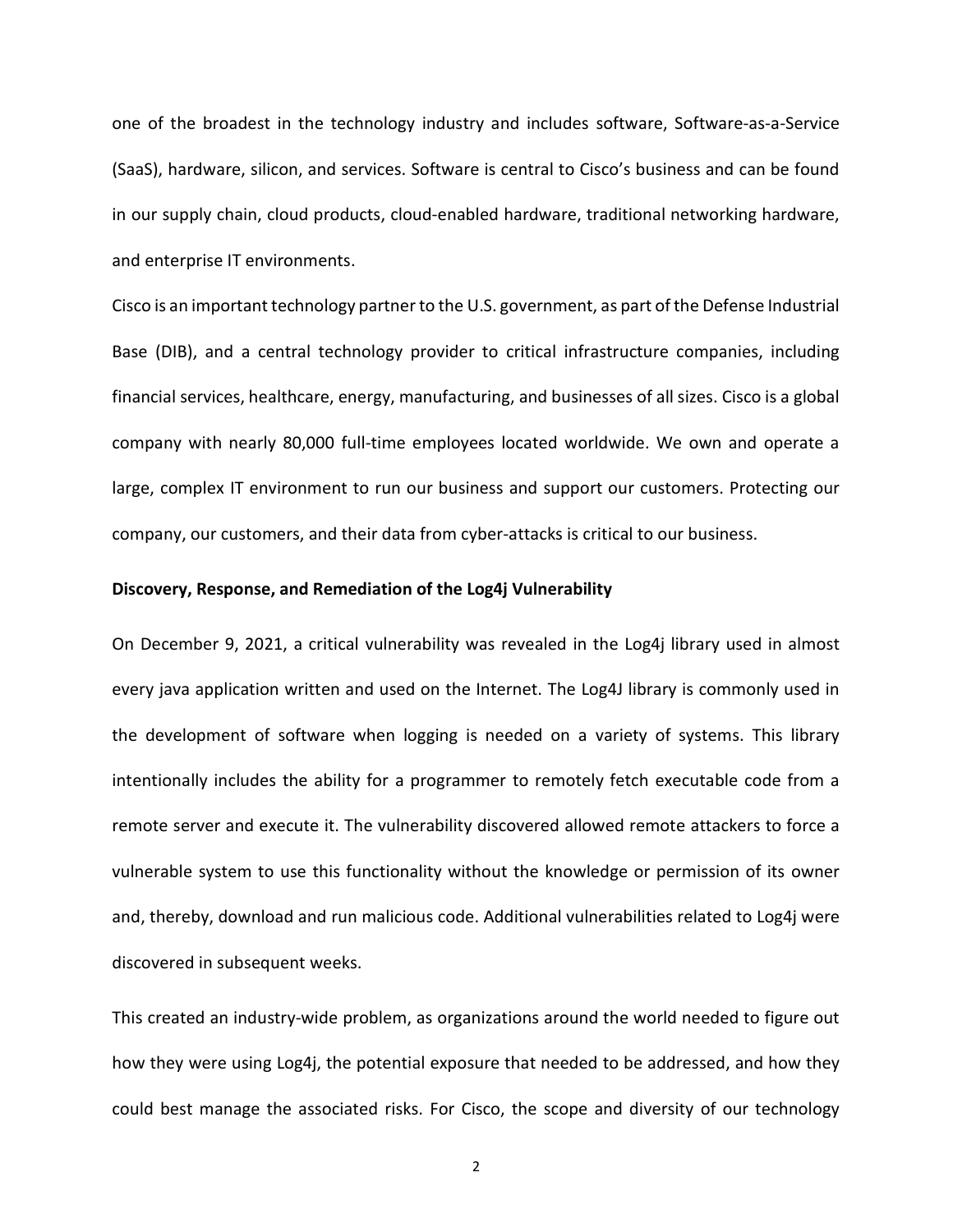one of the broadest in the technology industry and includes software, Software-as-a-Service (SaaS), hardware, silicon, and services. Software is central to Cisco's business and can be found in our supply chain, cloud products, cloud-enabled hardware, traditional networking hardware, and enterprise IT environments.

Cisco is an important technology partner to the U.S. government, as part of the Defense Industrial Base (DIB), and a central technology provider to critical infrastructure companies, including financial services, healthcare, energy, manufacturing, and businesses of all sizes. Cisco is a global company with nearly 80,000 full-time employees located worldwide. We own and operate a large, complex IT environment to run our business and support our customers. Protecting our company, our customers, and their data from cyber-attacks is critical to our business.

**Discovery, Response, and Remediation of the Log4j Vulnerability**

On December 9, 2021, a critical vulnerability was revealed in the Log4j library used in almost every java application written and used on the Internet. The Log4J library is commonly used in the development of software when logging is needed on a variety of systems. This library intentionally includes the ability for a programmer to remotely fetch executable code from a remote server and execute it. The vulnerability discovered allowed remote attackers to force a vulnerable system to use this functionality without the knowledge or permission of its owner and, thereby, download and run malicious code. Additional vulnerabilities related to Log4j were discovered in subsequent weeks.

This created an industry-wide problem, as organizations around the world needed to figure out how they were using Log4j, the potential exposure that needed to be addressed, and how they could best manage the associated risks. For Cisco, the scope and diversity of our technology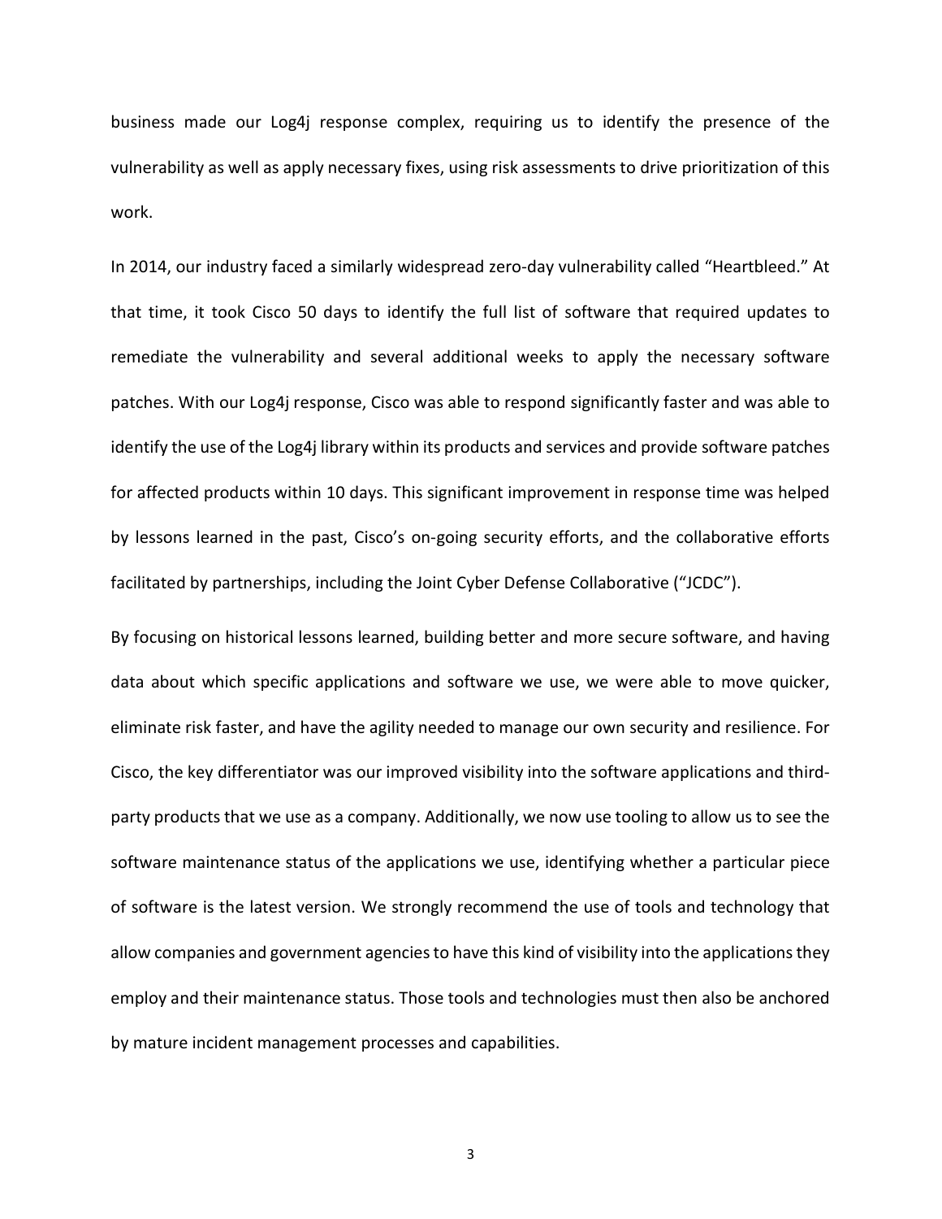business made our Log4j response complex, requiring us to identify the presence of the vulnerability as well as apply necessary fixes, using risk assessments to drive prioritization of this work.

In 2014, our industry faced a similarly widespread zero-day vulnerability called "Heartbleed." At that time, it took Cisco 50 days to identify the full list of software that required updates to remediate the vulnerability and several additional weeks to apply the necessary software patches. With our Log4j response, Cisco was able to respond significantly faster and was able to identify the use of the Log4j library within its products and services and provide software patches for affected products within 10 days. This significant improvement in response time was helped by lessons learned in the past, Cisco's on-going security efforts, and the collaborative efforts facilitated by partnerships, including the Joint Cyber Defense Collaborative ("JCDC").

By focusing on historical lessons learned, building better and more secure software, and having data about which specific applications and software we use, we were able to move quicker, eliminate risk faster, and have the agility needed to manage our own security and resilience. For Cisco, the key differentiator was our improved visibility into the software applications and third-party products that we use as a company. Additionally, we now use tooling to allow us to see the software maintenance status of the applications we use, identifying whether a particular piece of software is the latest version. We strongly recommend the use of tools and technology that allow companies and government agencies to have this kind of visibility into the applications they employ and their maintenance status. Those tools and technologies must then also be anchored by mature incident management processes and capabilities.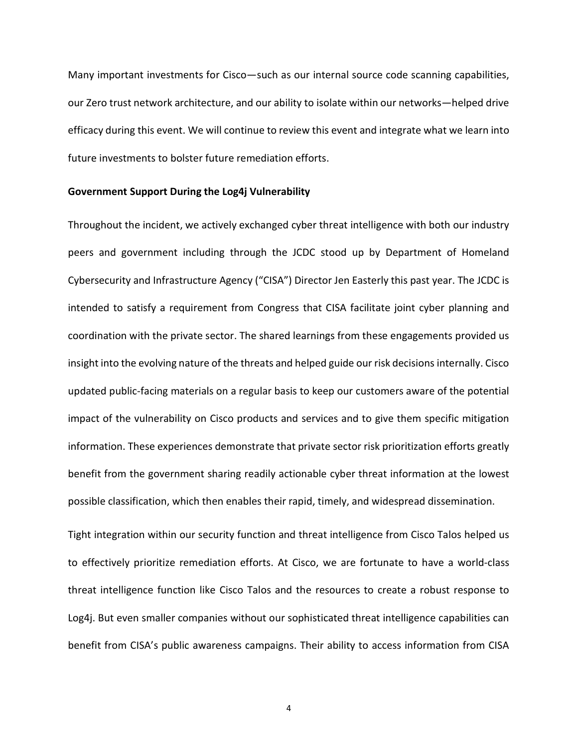Many important investments for Cisco—such as our internal source code scanning capabilities, our Zero trust network architecture, and our ability to isolate within our networks—helped drive efficacy during this event. We will continue to review this event and integrate what we learn into future investments to bolster future remediation efforts.

**Government Support During the Log4j Vulnerability**

Throughout the incident, we actively exchanged cyber threat intelligence with both our industry peers and government including through the JCDC stood up by Department of Homeland Cybersecurity and Infrastructure Agency ("CISA") Director Jen Easterly this past year. The JCDC is intended to satisfy a requirement from Congress that CISA facilitate joint cyber planning and coordination with the private sector. The shared learnings from these engagements provided us insight into the evolving nature of the threats and helped guide our risk decisions internally. Cisco updated public-facing materials on a regular basis to keep our customers aware of the potential impact of the vulnerability on Cisco products and services and to give them specific mitigation information. These experiences demonstrate that private sector risk prioritization efforts greatly benefit from the government sharing readily actionable cyber threat information at the lowest possible classification, which then enables their rapid, timely, and widespread dissemination.

Tight integration within our security function and threat intelligence from Cisco Talos helped us to effectively prioritize remediation efforts. At Cisco, we are fortunate to have a world-class threat intelligence function like Cisco Talos and the resources to create a robust response to Log4j. But even smaller companies without our sophisticated threat intelligence capabilities can benefit from CISA's public awareness campaigns. Their ability to access information from CISA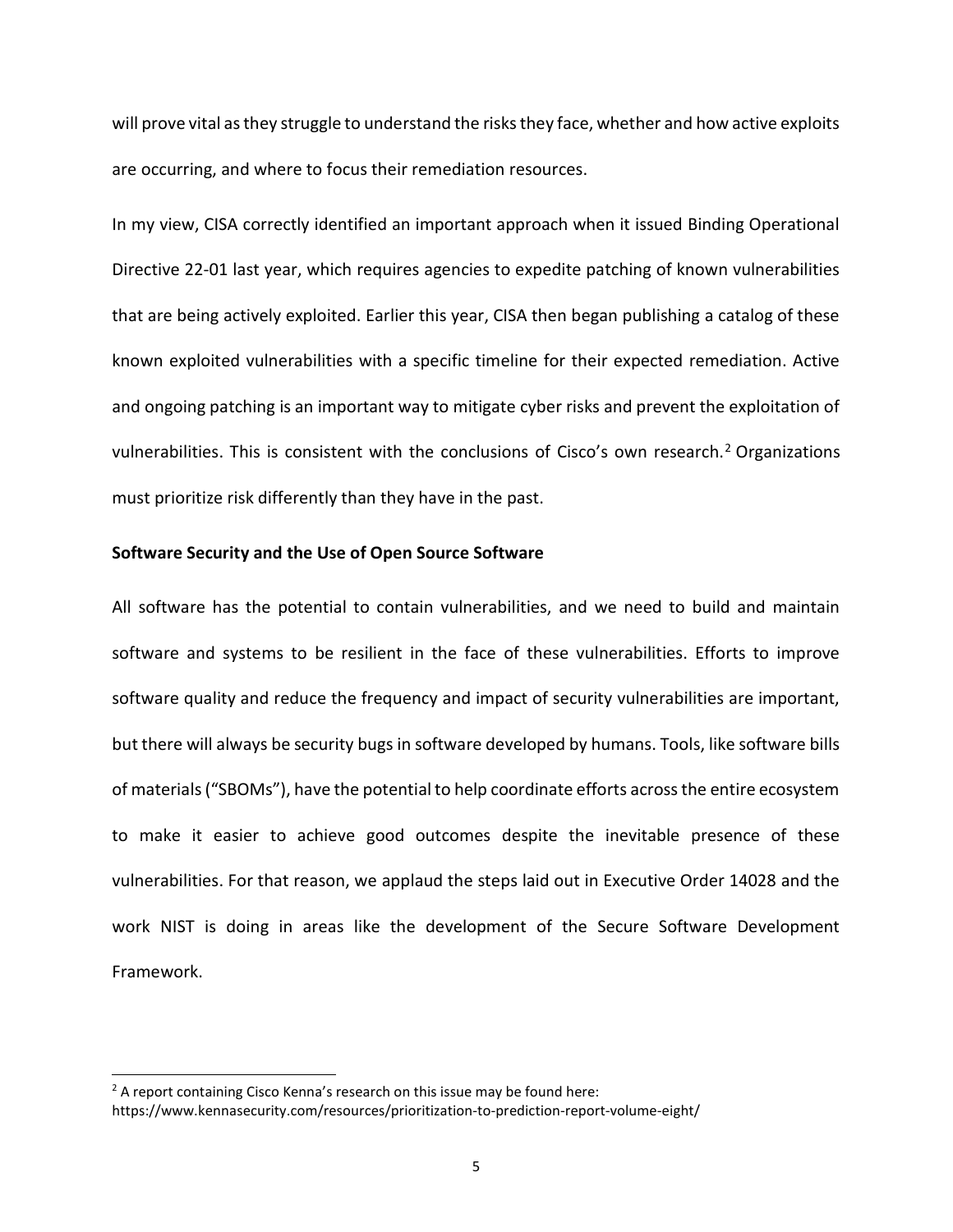will prove vital as they struggle to understand the risks they face, whether and how active exploits are occurring, and where to focus their remediation resources.

In my view, CISA correctly identified an important approach when it issued Binding Operational Directive 22-01 last year, which requires agencies to expedite patching of known vulnerabilities that are being actively exploited. Earlier this year, CISA then began publishing a catalog of these known exploited vulnerabilities with a specific timeline for their expected remediation. Active and ongoing patching is an important way to mitigate cyber risks and prevent the exploitation of vulnerabilities. This is consistent with the conclusions of Cisco's own research.[2] Organizations must prioritize risk differently than they have in the past.

**Software Security and the Use of Open Source Software**

All software has the potential to contain vulnerabilities, and we need to build and maintain software and systems to be resilient in the face of these vulnerabilities. Efforts to improve software quality and reduce the frequency and impact of security vulnerabilities are important, but there will always be security bugs in software developed by humans. Tools, like software bills of materials ("SBOMs"), have the potential to help coordinate efforts across the entire ecosystem to make it easier to achieve good outcomes despite the inevitable presence of these vulnerabilities. For that reason, we applaud the steps laid out in Executive Order 14028 and the work NIST is doing in areas like the development of the Secure Software Development Framework.

---

[2] A report containing Cisco Kenna's research on this issue may be found here: https://www.kennasecurity.com/resources/prioritization-to-prediction-report-volume-eight/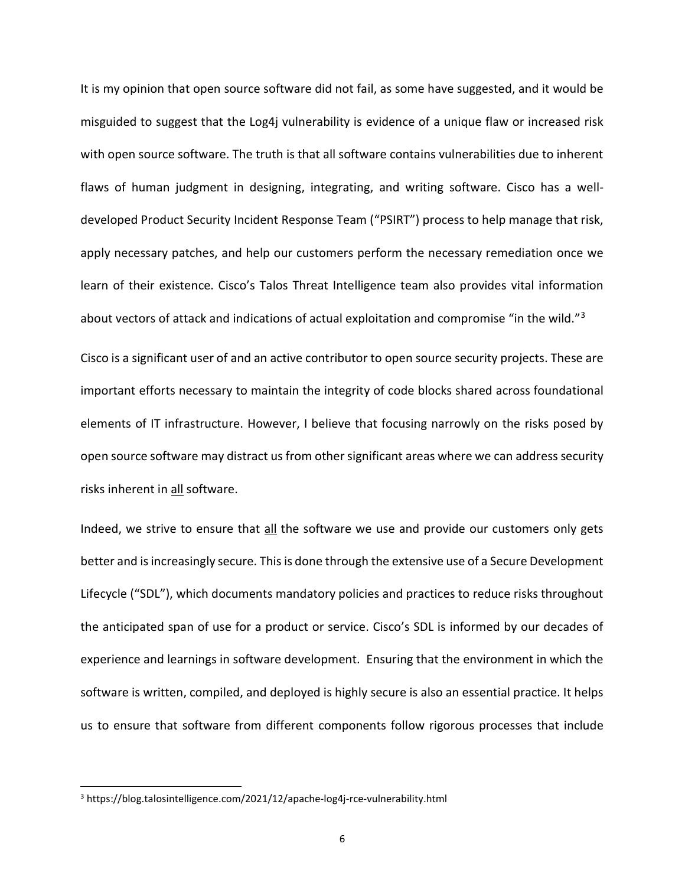It is my opinion that open source software did not fail, as some have suggested, and it would be misguided to suggest that the Log4j vulnerability is evidence of a unique flaw or increased risk with open source software. The truth is that all software contains vulnerabilities due to inherent flaws of human judgment in designing, integrating, and writing software. Cisco has a well-developed Product Security Incident Response Team ("PSIRT") process to help manage that risk, apply necessary patches, and help our customers perform the necessary remediation once we learn of their existence. Cisco's Talos Threat Intelligence team also provides vital information about vectors of attack and indications of actual exploitation and compromise "in the wild."[3]

Cisco is a significant user of and an active contributor to open source security projects. These are important efforts necessary to maintain the integrity of code blocks shared across foundational elements of IT infrastructure. However, I believe that focusing narrowly on the risks posed by open source software may distract us from other significant areas where we can address security risks inherent in <u>all</u> software.

Indeed, we strive to ensure that <u>all</u> the software we use and provide our customers only gets better and is increasingly secure. This is done through the extensive use of a Secure Development Lifecycle ("SDL"), which documents mandatory policies and practices to reduce risks throughout the anticipated span of use for a product or service. Cisco's SDL is informed by our decades of experience and learnings in software development. Ensuring that the environment in which the software is written, compiled, and deployed is highly secure is also an essential practice. It helps us to ensure that software from different components follow rigorous processes that include

---

[3] https://blog.talosintelligence.com/2021/12/apache-log4j-rce-vulnerability.html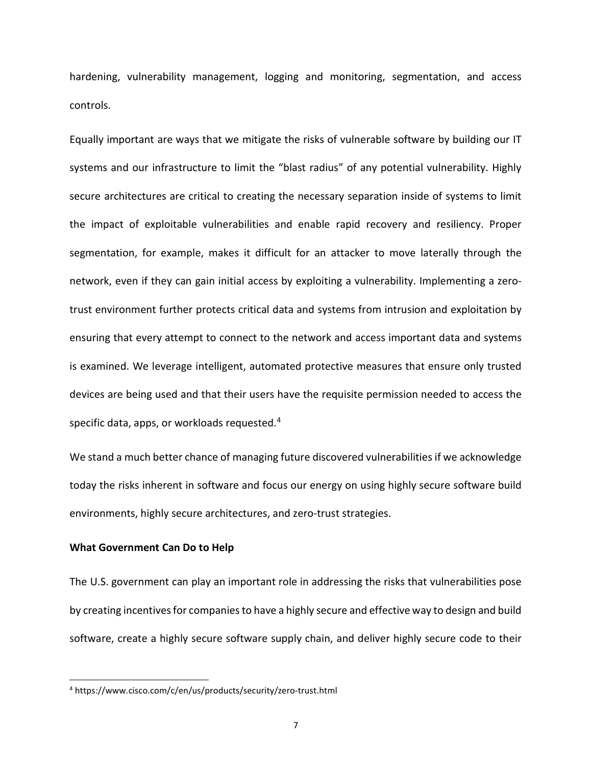hardening, vulnerability management, logging and monitoring, segmentation, and access controls.

Equally important are ways that we mitigate the risks of vulnerable software by building our IT systems and our infrastructure to limit the "blast radius" of any potential vulnerability. Highly secure architectures are critical to creating the necessary separation inside of systems to limit the impact of exploitable vulnerabilities and enable rapid recovery and resiliency. Proper segmentation, for example, makes it difficult for an attacker to move laterally through the network, even if they can gain initial access by exploiting a vulnerability. Implementing a zero-trust environment further protects critical data and systems from intrusion and exploitation by ensuring that every attempt to connect to the network and access important data and systems is examined. We leverage intelligent, automated protective measures that ensure only trusted devices are being used and that their users have the requisite permission needed to access the specific data, apps, or workloads requested.[4]

We stand a much better chance of managing future discovered vulnerabilities if we acknowledge today the risks inherent in software and focus our energy on using highly secure software build environments, highly secure architectures, and zero-trust strategies.

**What Government Can Do to Help**

The U.S. government can play an important role in addressing the risks that vulnerabilities pose by creating incentives for companies to have a highly secure and effective way to design and build software, create a highly secure software supply chain, and deliver highly secure code to their

---

[4] https://www.cisco.com/c/en/us/products/security/zero-trust.html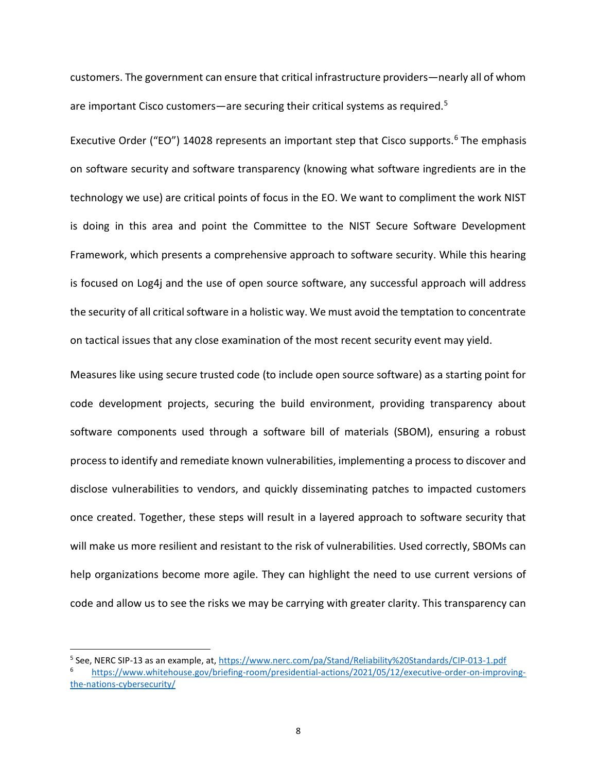customers. The government can ensure that critical infrastructure providers—nearly all of whom are important Cisco customers—are securing their critical systems as required.[5]

Executive Order ("EO") 14028 represents an important step that Cisco supports.[6] The emphasis on software security and software transparency (knowing what software ingredients are in the technology we use) are critical points of focus in the EO. We want to compliment the work NIST is doing in this area and point the Committee to the NIST Secure Software Development Framework, which presents a comprehensive approach to software security. While this hearing is focused on Log4j and the use of open source software, any successful approach will address the security of all critical software in a holistic way. We must avoid the temptation to concentrate on tactical issues that any close examination of the most recent security event may yield.

Measures like using secure trusted code (to include open source software) as a starting point for code development projects, securing the build environment, providing transparency about software components used through a software bill of materials (SBOM), ensuring a robust process to identify and remediate known vulnerabilities, implementing a process to discover and disclose vulnerabilities to vendors, and quickly disseminating patches to impacted customers once created. Together, these steps will result in a layered approach to software security that will make us more resilient and resistant to the risk of vulnerabilities. Used correctly, SBOMs can help organizations become more agile. They can highlight the need to use current versions of code and allow us to see the risks we may be carrying with greater clarity. This transparency can

---

[5] See, NERC SIP-13 as an example, at, https://www.nerc.com/pa/Stand/Reliability%20Standards/CIP-013-1.pdf

[6] https://www.whitehouse.gov/briefing-room/presidential-actions/2021/05/12/executive-order-on-improving-the-nations-cybersecurity/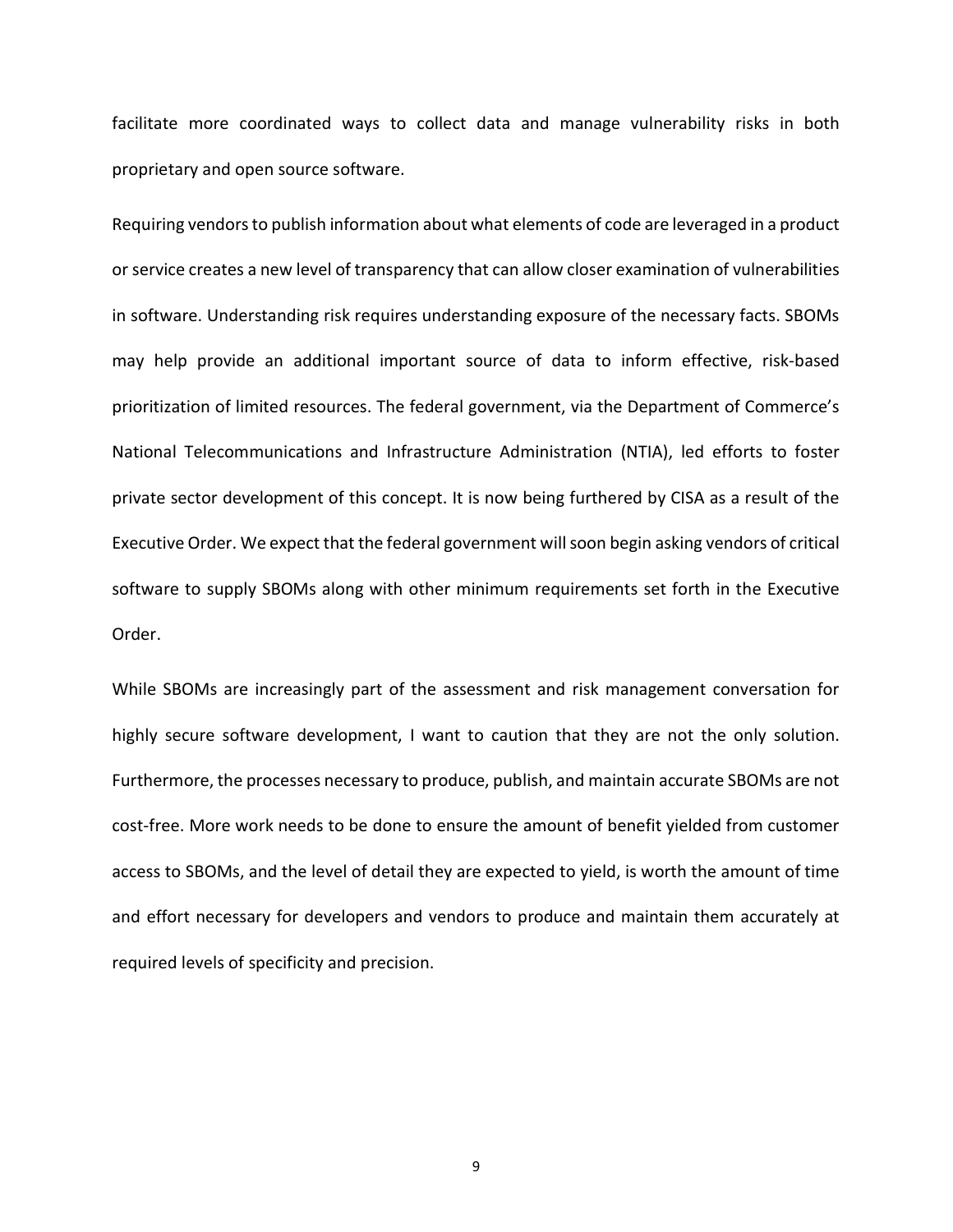facilitate more coordinated ways to collect data and manage vulnerability risks in both proprietary and open source software.

Requiring vendors to publish information about what elements of code are leveraged in a product or service creates a new level of transparency that can allow closer examination of vulnerabilities in software. Understanding risk requires understanding exposure of the necessary facts. SBOMs may help provide an additional important source of data to inform effective, risk-based prioritization of limited resources. The federal government, via the Department of Commerce's National Telecommunications and Infrastructure Administration (NTIA), led efforts to foster private sector development of this concept. It is now being furthered by CISA as a result of the Executive Order. We expect that the federal government will soon begin asking vendors of critical software to supply SBOMs along with other minimum requirements set forth in the Executive Order.

While SBOMs are increasingly part of the assessment and risk management conversation for highly secure software development, I want to caution that they are not the only solution. Furthermore, the processes necessary to produce, publish, and maintain accurate SBOMs are not cost-free. More work needs to be done to ensure the amount of benefit yielded from customer access to SBOMs, and the level of detail they are expected to yield, is worth the amount of time and effort necessary for developers and vendors to produce and maintain them accurately at required levels of specificity and precision.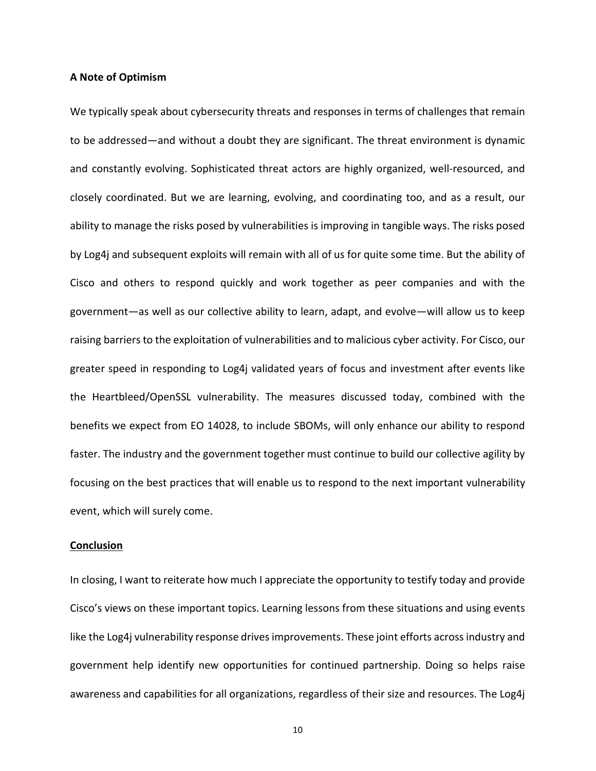**A Note of Optimism**

We typically speak about cybersecurity threats and responses in terms of challenges that remain to be addressed—and without a doubt they are significant. The threat environment is dynamic and constantly evolving. Sophisticated threat actors are highly organized, well-resourced, and closely coordinated. But we are learning, evolving, and coordinating too, and as a result, our ability to manage the risks posed by vulnerabilities is improving in tangible ways. The risks posed by Log4j and subsequent exploits will remain with all of us for quite some time. But the ability of Cisco and others to respond quickly and work together as peer companies and with the government—as well as our collective ability to learn, adapt, and evolve—will allow us to keep raising barriers to the exploitation of vulnerabilities and to malicious cyber activity. For Cisco, our greater speed in responding to Log4j validated years of focus and investment after events like the Heartbleed/OpenSSL vulnerability. The measures discussed today, combined with the benefits we expect from EO 14028, to include SBOMs, will only enhance our ability to respond faster. The industry and the government together must continue to build our collective agility by focusing on the best practices that will enable us to respond to the next important vulnerability event, which will surely come.

**Conclusion**

In closing, I want to reiterate how much I appreciate the opportunity to testify today and provide Cisco's views on these important topics. Learning lessons from these situations and using events like the Log4j vulnerability response drives improvements. These joint efforts across industry and government help identify new opportunities for continued partnership. Doing so helps raise awareness and capabilities for all organizations, regardless of their size and resources. The Log4j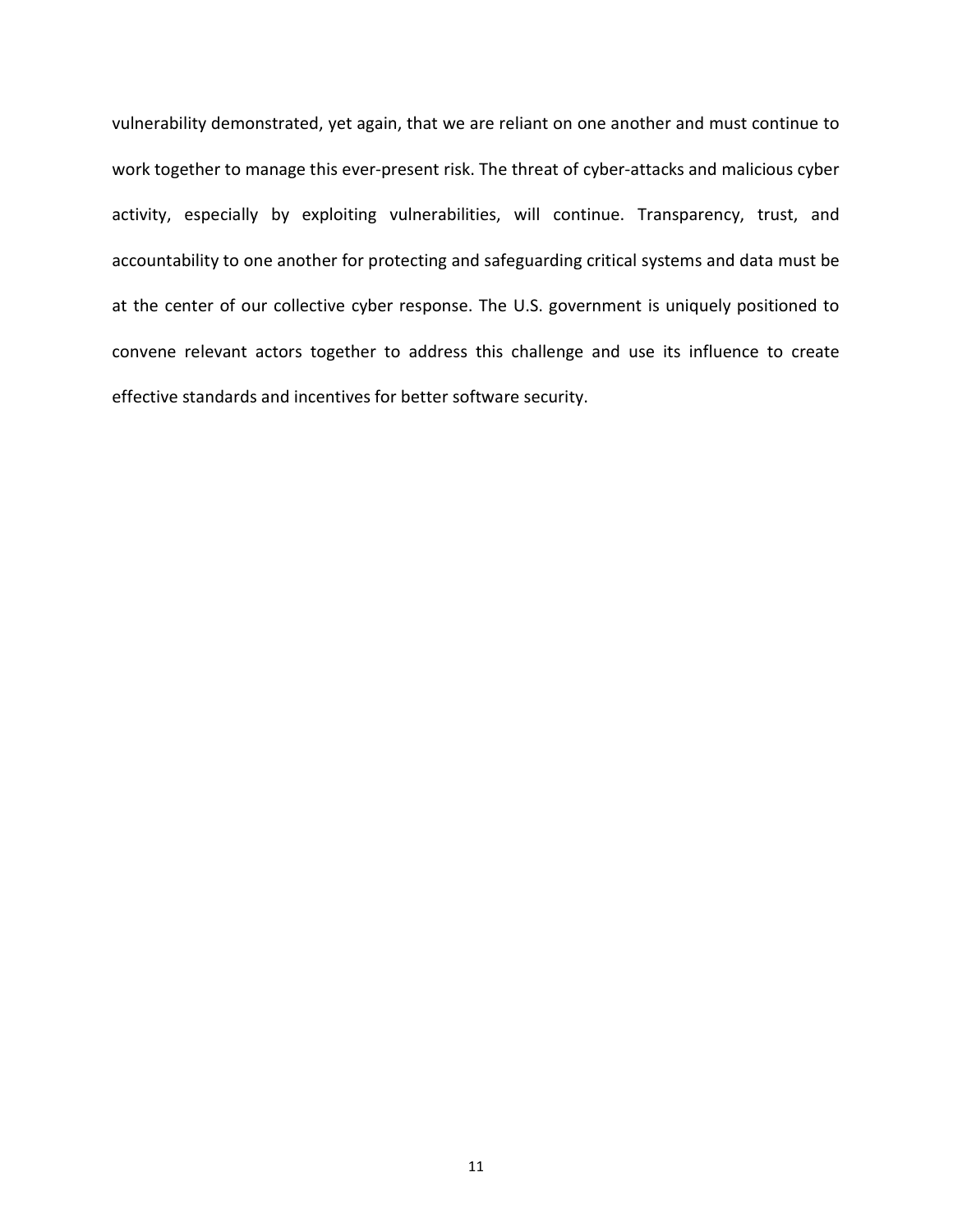vulnerability demonstrated, yet again, that we are reliant on one another and must continue to work together to manage this ever-present risk. The threat of cyber-attacks and malicious cyber activity, especially by exploiting vulnerabilities, will continue. Transparency, trust, and accountability to one another for protecting and safeguarding critical systems and data must be at the center of our collective cyber response. The U.S. government is uniquely positioned to convene relevant actors together to address this challenge and use its influence to create effective standards and incentives for better software security.